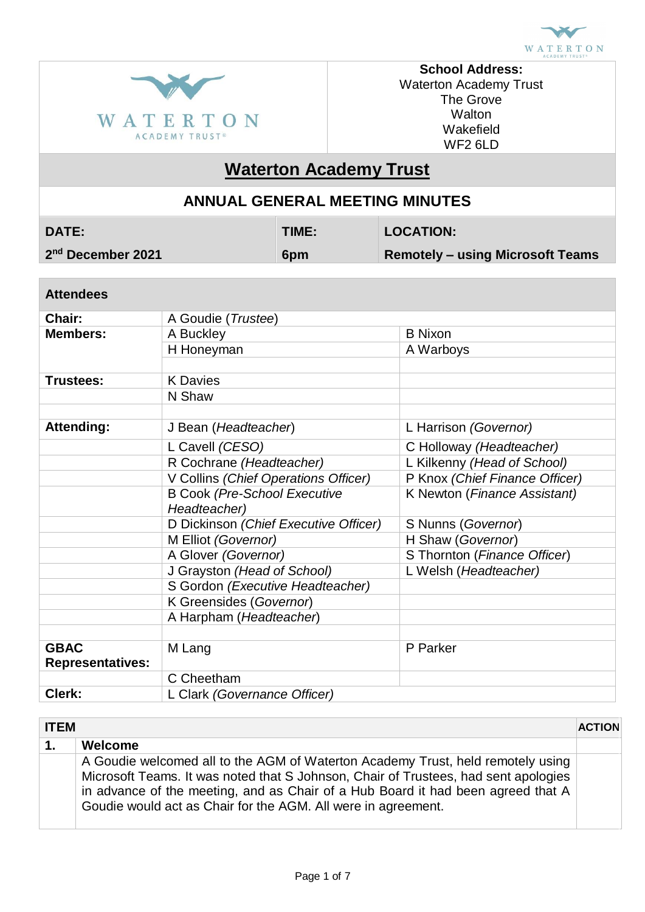**School Address:**
Waterton Academy Trust
The Grove
Walton
Wakefield
WF2 6LD

# Waterton Academy Trust

## ANNUAL GENERAL MEETING MINUTES

| DATE: | TIME: | LOCATION: |
|---|---|---|
| 2nd December 2021 | 6pm | Remotely – using Microsoft Teams |

| Attendees | | |
|---|---|---|
| **Chair:** | A Goudie (*Trustee*) | |
| **Members:** | A Buckley | B Nixon |
| | H Honeyman | A Warboys |
| | | |
| **Trustees:** | K Davies | |
| | N Shaw | |
| | | |
| **Attending:** | J Bean (*Headteacher*) | L Harrison (*Governor)* |
| | L Cavell *(CESO)* | C Holloway *(Headteacher)* |
| | R Cochrane *(Headteacher)* | L Kilkenny *(Head of School)* |
| | V Collins *(Chief Operations Officer)* | P Knox *(Chief Finance Officer)* |
| | B Cook *(Pre-School Executive Headteacher)* | K Newton (*Finance Assistant)* |
| | D Dickinson *(Chief Executive Officer)* | S Nunns (*Governor*) |
| | M Elliot *(Governor)* | H Shaw (*Governor*) |
| | A Glover *(Governor)* | S Thornton (*Finance Officer*) |
| | J Grayston *(Head of School)* | L Welsh (*Headteacher)* |
| | S Gordon *(Executive Headteacher)* | |
| | K Greensides (*Governor*) | |
| | A Harpham (*Headteacher*) | |
| | | |
| **GBAC Representatives:** | M Lang | P Parker |
| | C Cheetham | |
| **Clerk:** | L Clark *(Governance Officer)* | |

| ITEM | | ACTION |
|---|---|---|
| **1.** | **Welcome** | |
| | A Goudie welcomed all to the AGM of Waterton Academy Trust, held remotely using Microsoft Teams. It was noted that S Johnson, Chair of Trustees, had sent apologies in advance of the meeting, and as Chair of a Hub Board it had been agreed that A Goudie would act as Chair for the AGM. All were in agreement. | |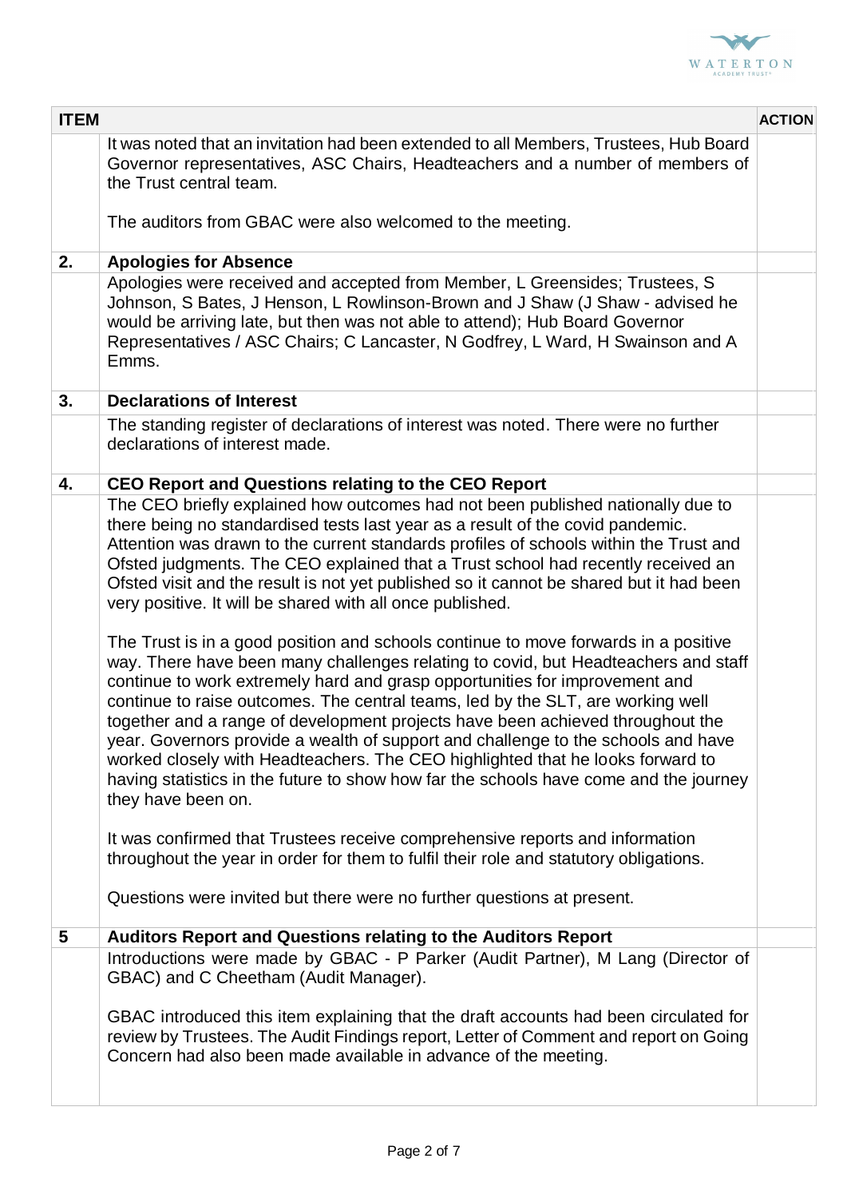| ITEM | | ACTION |
|---|---|---|
| | It was noted that an invitation had been extended to all Members, Trustees, Hub Board Governor representatives, ASC Chairs, Headteachers and a number of members of the Trust central team.<br><br>The auditors from GBAC were also welcomed to the meeting. | |
| **2.** | **Apologies for Absence** | |
| | Apologies were received and accepted from Member, L Greensides; Trustees, S Johnson, S Bates, J Henson, L Rowlinson-Brown and J Shaw (J Shaw - advised he would be arriving late, but then was not able to attend); Hub Board Governor Representatives / ASC Chairs; C Lancaster, N Godfrey, L Ward, H Swainson and A Emms. | |
| **3.** | **Declarations of Interest** | |
| | The standing register of declarations of interest was noted. There were no further declarations of interest made. | |
| **4.** | **CEO Report and Questions relating to the CEO Report** | |
| | The CEO briefly explained how outcomes had not been published nationally due to there being no standardised tests last year as a result of the covid pandemic. Attention was drawn to the current standards profiles of schools within the Trust and Ofsted judgments. The CEO explained that a Trust school had recently received an Ofsted visit and the result is not yet published so it cannot be shared but it had been very positive. It will be shared with all once published.<br><br>The Trust is in a good position and schools continue to move forwards in a positive way. There have been many challenges relating to covid, but Headteachers and staff continue to work extremely hard and grasp opportunities for improvement and continue to raise outcomes. The central teams, led by the SLT, are working well together and a range of development projects have been achieved throughout the year. Governors provide a wealth of support and challenge to the schools and have worked closely with Headteachers. The CEO highlighted that he looks forward to having statistics in the future to show how far the schools have come and the journey they have been on.<br><br>It was confirmed that Trustees receive comprehensive reports and information throughout the year in order for them to fulfil their role and statutory obligations.<br><br>Questions were invited but there were no further questions at present. | |
| **5** | **Auditors Report and Questions relating to the Auditors Report** | |
| | Introductions were made by GBAC - P Parker (Audit Partner), M Lang (Director of GBAC) and C Cheetham (Audit Manager).<br><br>GBAC introduced this item explaining that the draft accounts had been circulated for review by Trustees. The Audit Findings report, Letter of Comment and report on Going Concern had also been made available in advance of the meeting. | |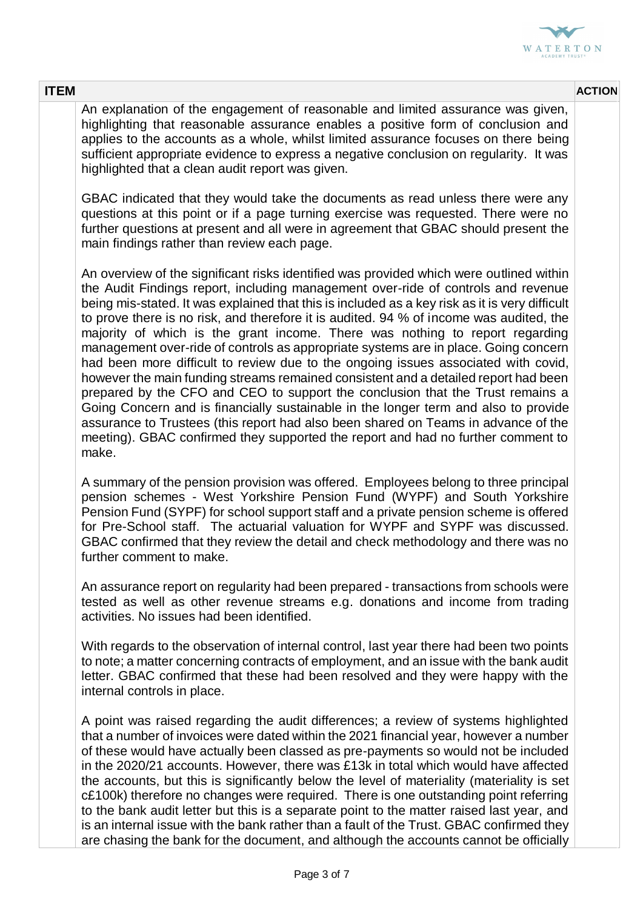| ITEM | | ACTION |
|---|---|---|
| | An explanation of the engagement of reasonable and limited assurance was given, highlighting that reasonable assurance enables a positive form of conclusion and applies to the accounts as a whole, whilst limited assurance focuses on there being sufficient appropriate evidence to express a negative conclusion on regularity. It was highlighted that a clean audit report was given.<br><br>GBAC indicated that they would take the documents as read unless there were any questions at this point or if a page turning exercise was requested. There were no further questions at present and all were in agreement that GBAC should present the main findings rather than review each page.<br><br>An overview of the significant risks identified was provided which were outlined within the Audit Findings report, including management over-ride of controls and revenue being mis-stated. It was explained that this is included as a key risk as it is very difficult to prove there is no risk, and therefore it is audited. 94 % of income was audited, the majority of which is the grant income. There was nothing to report regarding management over-ride of controls as appropriate systems are in place. Going concern had been more difficult to review due to the ongoing issues associated with covid, however the main funding streams remained consistent and a detailed report had been prepared by the CFO and CEO to support the conclusion that the Trust remains a Going Concern and is financially sustainable in the longer term and also to provide assurance to Trustees (this report had also been shared on Teams in advance of the meeting). GBAC confirmed they supported the report and had no further comment to make.<br><br>A summary of the pension provision was offered. Employees belong to three principal pension schemes - West Yorkshire Pension Fund (WYPF) and South Yorkshire Pension Fund (SYPF) for school support staff and a private pension scheme is offered for Pre-School staff. The actuarial valuation for WYPF and SYPF was discussed. GBAC confirmed that they review the detail and check methodology and there was no further comment to make.<br><br>An assurance report on regularity had been prepared - transactions from schools were tested as well as other revenue streams e.g. donations and income from trading activities. No issues had been identified.<br><br>With regards to the observation of internal control, last year there had been two points to note; a matter concerning contracts of employment, and an issue with the bank audit letter. GBAC confirmed that these had been resolved and they were happy with the internal controls in place.<br><br>A point was raised regarding the audit differences; a review of systems highlighted that a number of invoices were dated within the 2021 financial year, however a number of these would have actually been classed as pre-payments so would not be included in the 2020/21 accounts. However, there was £13k in total which would have affected the accounts, but this is significantly below the level of materiality (materiality is set c£100k) therefore no changes were required. There is one outstanding point referring to the bank audit letter but this is a separate point to the matter raised last year, and is an internal issue with the bank rather than a fault of the Trust. GBAC confirmed they are chasing the bank for the document, and although the accounts cannot be officially | |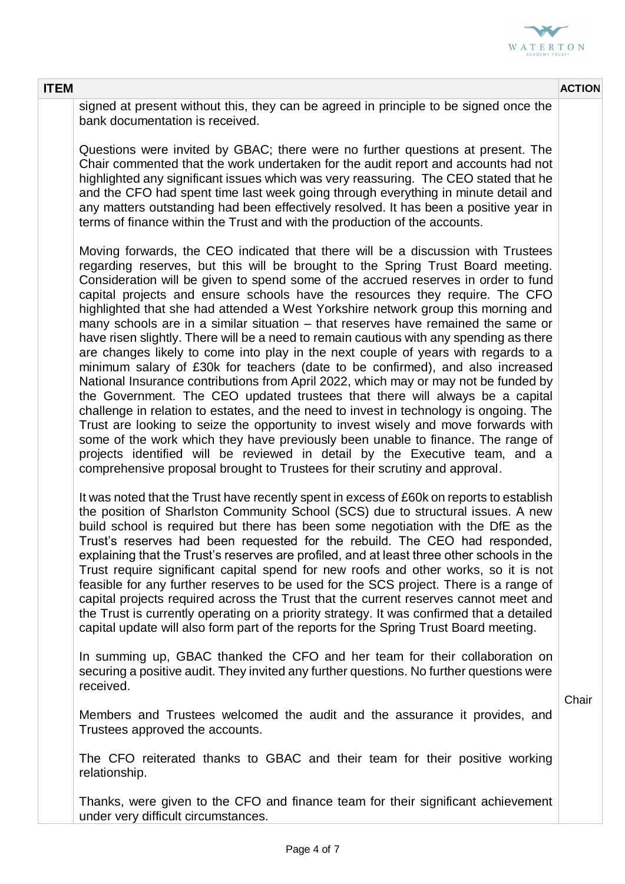| ITEM | | ACTION |
|---|---|---|
| | signed at present without this, they can be agreed in principle to be signed once the bank documentation is received.<br><br>Questions were invited by GBAC; there were no further questions at present. The Chair commented that the work undertaken for the audit report and accounts had not highlighted any significant issues which was very reassuring. The CEO stated that he and the CFO had spent time last week going through everything in minute detail and any matters outstanding had been effectively resolved. It has been a positive year in terms of finance within the Trust and with the production of the accounts.<br><br>Moving forwards, the CEO indicated that there will be a discussion with Trustees regarding reserves, but this will be brought to the Spring Trust Board meeting. Consideration will be given to spend some of the accrued reserves in order to fund capital projects and ensure schools have the resources they require. The CFO highlighted that she had attended a West Yorkshire network group this morning and many schools are in a similar situation – that reserves have remained the same or have risen slightly. There will be a need to remain cautious with any spending as there are changes likely to come into play in the next couple of years with regards to a minimum salary of £30k for teachers (date to be confirmed), and also increased National Insurance contributions from April 2022, which may or may not be funded by the Government. The CEO updated trustees that there will always be a capital challenge in relation to estates, and the need to invest in technology is ongoing. The Trust are looking to seize the opportunity to invest wisely and move forwards with some of the work which they have previously been unable to finance. The range of projects identified will be reviewed in detail by the Executive team, and a comprehensive proposal brought to Trustees for their scrutiny and approval.<br><br>It was noted that the Trust have recently spent in excess of £60k on reports to establish the position of Sharlston Community School (SCS) due to structural issues. A new build school is required but there has been some negotiation with the DfE as the Trust's reserves had been requested for the rebuild. The CEO had responded, explaining that the Trust's reserves are profiled, and at least three other schools in the Trust require significant capital spend for new roofs and other works, so it is not feasible for any further reserves to be used for the SCS project. There is a range of capital projects required across the Trust that the current reserves cannot meet and the Trust is currently operating on a priority strategy. It was confirmed that a detailed capital update will also form part of the reports for the Spring Trust Board meeting.<br><br>In summing up, GBAC thanked the CFO and her team for their collaboration on securing a positive audit. They invited any further questions. No further questions were received.<br><br>Members and Trustees welcomed the audit and the assurance it provides, and Trustees approved the accounts.<br><br>The CFO reiterated thanks to GBAC and their team for their positive working relationship.<br><br>Thanks, were given to the CFO and finance team for their significant achievement under very difficult circumstances. | Chair |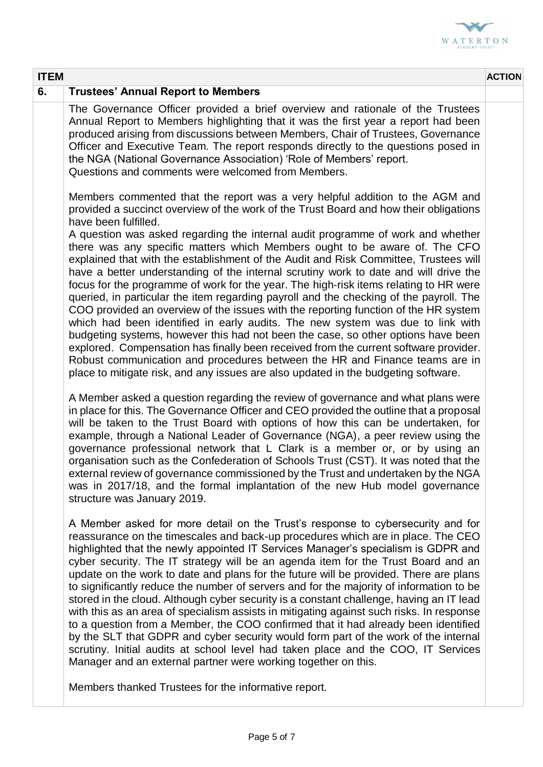| ITEM | | ACTION |
|---|---|---|
| 6. | **Trustees' Annual Report to Members** | |
| | The Governance Officer provided a brief overview and rationale of the Trustees Annual Report to Members highlighting that it was the first year a report had been produced arising from discussions between Members, Chair of Trustees, Governance Officer and Executive Team. The report responds directly to the questions posed in the NGA (National Governance Association) 'Role of Members' report.<br>Questions and comments were welcomed from Members.<br><br>Members commented that the report was a very helpful addition to the AGM and provided a succinct overview of the work of the Trust Board and how their obligations have been fulfilled.<br>A question was asked regarding the internal audit programme of work and whether there was any specific matters which Members ought to be aware of. The CFO explained that with the establishment of the Audit and Risk Committee, Trustees will have a better understanding of the internal scrutiny work to date and will drive the focus for the programme of work for the year. The high-risk items relating to HR were queried, in particular the item regarding payroll and the checking of the payroll. The COO provided an overview of the issues with the reporting function of the HR system which had been identified in early audits. The new system was due to link with budgeting systems, however this had not been the case, so other options have been explored. Compensation has finally been received from the current software provider. Robust communication and procedures between the HR and Finance teams are in place to mitigate risk, and any issues are also updated in the budgeting software.<br><br>A Member asked a question regarding the review of governance and what plans were in place for this. The Governance Officer and CEO provided the outline that a proposal will be taken to the Trust Board with options of how this can be undertaken, for example, through a National Leader of Governance (NGA), a peer review using the governance professional network that L Clark is a member or, or by using an organisation such as the Confederation of Schools Trust (CST). It was noted that the external review of governance commissioned by the Trust and undertaken by the NGA was in 2017/18, and the formal implantation of the new Hub model governance structure was January 2019.<br><br>A Member asked for more detail on the Trust's response to cybersecurity and for reassurance on the timescales and back-up procedures which are in place. The CEO highlighted that the newly appointed IT Services Manager's specialism is GDPR and cyber security. The IT strategy will be an agenda item for the Trust Board and an update on the work to date and plans for the future will be provided. There are plans to significantly reduce the number of servers and for the majority of information to be stored in the cloud. Although cyber security is a constant challenge, having an IT lead with this as an area of specialism assists in mitigating against such risks. In response to a question from a Member, the COO confirmed that it had already been identified by the SLT that GDPR and cyber security would form part of the work of the internal scrutiny. Initial audits at school level had taken place and the COO, IT Services Manager and an external partner were working together on this.<br><br>Members thanked Trustees for the informative report. | |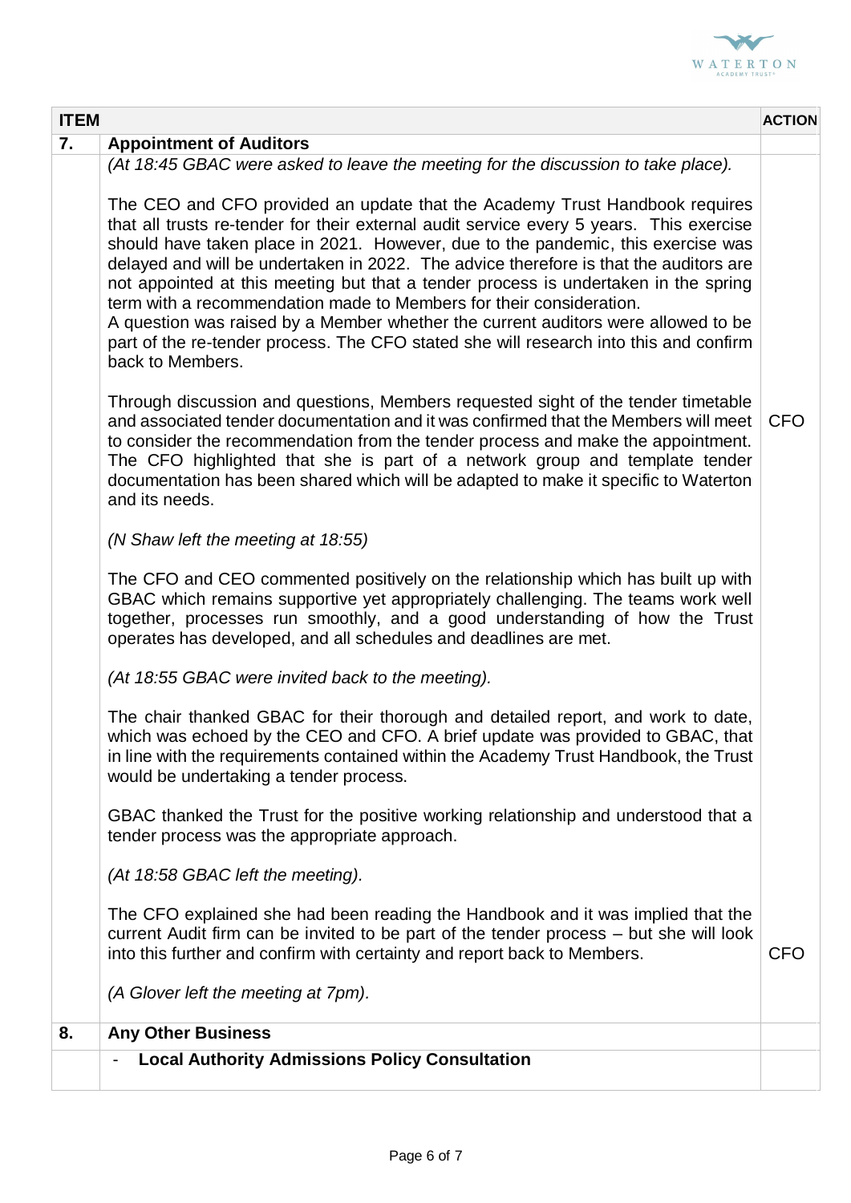| ITEM | | ACTION |
|---|---|---|
| 7. | **Appointment of Auditors** | |
| | *(At 18:45 GBAC were asked to leave the meeting for the discussion to take place).*<br><br>The CEO and CFO provided an update that the Academy Trust Handbook requires that all trusts re-tender for their external audit service every 5 years. This exercise should have taken place in 2021. However, due to the pandemic, this exercise was delayed and will be undertaken in 2022. The advice therefore is that the auditors are not appointed at this meeting but that a tender process is undertaken in the spring term with a recommendation made to Members for their consideration.<br>A question was raised by a Member whether the current auditors were allowed to be part of the re-tender process. The CFO stated she will research into this and confirm back to Members.<br><br>Through discussion and questions, Members requested sight of the tender timetable and associated tender documentation and it was confirmed that the Members will meet to consider the recommendation from the tender process and make the appointment. The CFO highlighted that she is part of a network group and template tender documentation has been shared which will be adapted to make it specific to Waterton and its needs.<br><br>*(N Shaw left the meeting at 18:55)*<br><br>The CFO and CEO commented positively on the relationship which has built up with GBAC which remains supportive yet appropriately challenging. The teams work well together, processes run smoothly, and a good understanding of how the Trust operates has developed, and all schedules and deadlines are met.<br><br>*(At 18:55 GBAC were invited back to the meeting).*<br><br>The chair thanked GBAC for their thorough and detailed report, and work to date, which was echoed by the CEO and CFO. A brief update was provided to GBAC, that in line with the requirements contained within the Academy Trust Handbook, the Trust would be undertaking a tender process.<br><br>GBAC thanked the Trust for the positive working relationship and understood that a tender process was the appropriate approach.<br><br>*(At 18:58 GBAC left the meeting).*<br><br>The CFO explained she had been reading the Handbook and it was implied that the current Audit firm can be invited to be part of the tender process – but she will look into this further and confirm with certainty and report back to Members.<br><br>*(A Glover left the meeting at 7pm).* | CFO<br><br>CFO |
| 8. | **Any Other Business** | |
| | - **Local Authority Admissions Policy Consultation** | |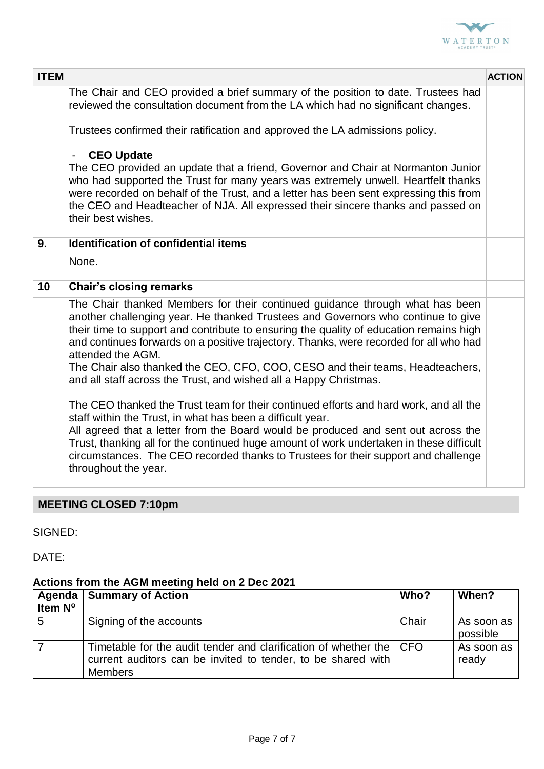| ITEM | | ACTION |
|---|---|---|
| | The Chair and CEO provided a brief summary of the position to date. Trustees had reviewed the consultation document from the LA which had no significant changes.<br><br>Trustees confirmed their ratification and approved the LA admissions policy.<br><br>- **CEO Update**<br>The CEO provided an update that a friend, Governor and Chair at Normanton Junior who had supported the Trust for many years was extremely unwell. Heartfelt thanks were recorded on behalf of the Trust, and a letter has been sent expressing this from the CEO and Headteacher of NJA. All expressed their sincere thanks and passed on their best wishes. | |
| **9.** | **Identification of confidential items** | |
| | None. | |
| **10** | **Chair's closing remarks** | |
| | The Chair thanked Members for their continued guidance through what has been another challenging year. He thanked Trustees and Governors who continue to give their time to support and contribute to ensuring the quality of education remains high and continues forwards on a positive trajectory. Thanks, were recorded for all who had attended the AGM.<br>The Chair also thanked the CEO, CFO, COO, CESO and their teams, Headteachers, and all staff across the Trust, and wished all a Happy Christmas.<br><br>The CEO thanked the Trust team for their continued efforts and hard work, and all the staff within the Trust, in what has been a difficult year.<br>All agreed that a letter from the Board would be produced and sent out across the Trust, thanking all for the continued huge amount of work undertaken in these difficult circumstances. The CEO recorded thanks to Trustees for their support and challenge throughout the year. | |

**MEETING CLOSED 7:10pm**

SIGNED:

DATE:

**Actions from the AGM meeting held on 2 Dec 2021**

| Agenda Item N° | Summary of Action | Who? | When? |
|---|---|---|---|
| 5 | Signing of the accounts | Chair | As soon as possible |
| 7 | Timetable for the audit tender and clarification of whether the current auditors can be invited to tender, to be shared with Members | CFO | As soon as ready |